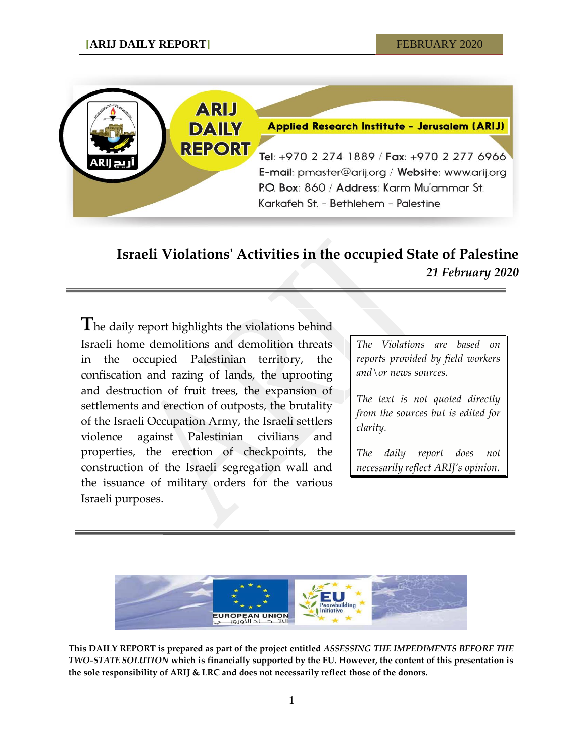# Israeli Violations' Activities in the occupied State of Palestine

***21 February 2020***

The daily report highlights the violations behind Israeli home demolitions and demolition threats in the occupied Palestinian territory, the confiscation and razing of lands, the uprooting and destruction of fruit trees, the expansion of settlements and erection of outposts, the brutality of the Israeli Occupation Army, the Israeli settlers violence against Palestinian civilians and properties, the erection of checkpoints, the construction of the Israeli segregation wall and the issuance of military orders for the various Israeli purposes.

*The Violations are based on reports provided by field workers and\or news sources.*

*The text is not quoted directly from the sources but is edited for clarity.*

*The daily report does not necessarily reflect ARIJ's opinion.*

**This DAILY REPORT is prepared as part of the project entitled *ASSESSING THE IMPEDIMENTS BEFORE THE TWO-STATE SOLUTION* which is financially supported by the EU. However, the content of this presentation is the sole responsibility of ARIJ & LRC and does not necessarily reflect those of the donors.**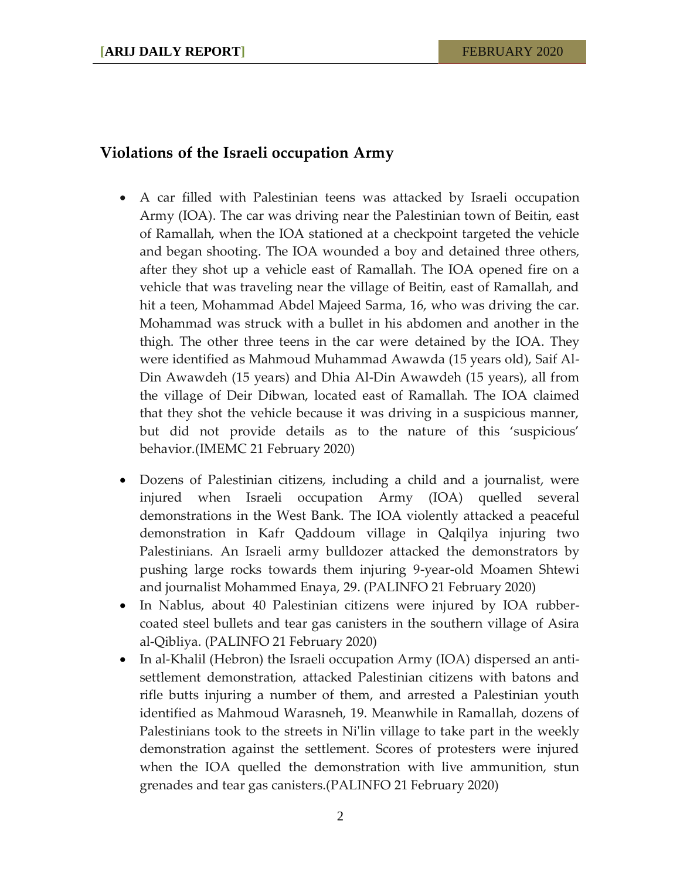## Violations of the Israeli occupation Army

- A car filled with Palestinian teens was attacked by Israeli occupation Army (IOA). The car was driving near the Palestinian town of Beitin, east of Ramallah, when the IOA stationed at a checkpoint targeted the vehicle and began shooting. The IOA wounded a boy and detained three others, after they shot up a vehicle east of Ramallah. The IOA opened fire on a vehicle that was traveling near the village of Beitin, east of Ramallah, and hit a teen, Mohammad Abdel Majeed Sarma, 16, who was driving the car. Mohammad was struck with a bullet in his abdomen and another in the thigh. The other three teens in the car were detained by the IOA. They were identified as Mahmoud Muhammad Awawda (15 years old), Saif Al-Din Awawdeh (15 years) and Dhia Al-Din Awawdeh (15 years), all from the village of Deir Dibwan, located east of Ramallah. The IOA claimed that they shot the vehicle because it was driving in a suspicious manner, but did not provide details as to the nature of this 'suspicious' behavior.(IMEMC 21 February 2020)

- Dozens of Palestinian citizens, including a child and a journalist, were injured when Israeli occupation Army (IOA) quelled several demonstrations in the West Bank. The IOA violently attacked a peaceful demonstration in Kafr Qaddoum village in Qalqilya injuring two Palestinians. An Israeli army bulldozer attacked the demonstrators by pushing large rocks towards them injuring 9-year-old Moamen Shtewi and journalist Mohammed Enaya, 29. (PALINFO 21 February 2020)
- In Nablus, about 40 Palestinian citizens were injured by IOA rubber-coated steel bullets and tear gas canisters in the southern village of Asira al-Qibliya. (PALINFO 21 February 2020)
- In al-Khalil (Hebron) the Israeli occupation Army (IOA) dispersed an anti-settlement demonstration, attacked Palestinian citizens with batons and rifle butts injuring a number of them, and arrested a Palestinian youth identified as Mahmoud Warasneh, 19. Meanwhile in Ramallah, dozens of Palestinians took to the streets in Ni'lin village to take part in the weekly demonstration against the settlement. Scores of protesters were injured when the IOA quelled the demonstration with live ammunition, stun grenades and tear gas canisters.(PALINFO 21 February 2020)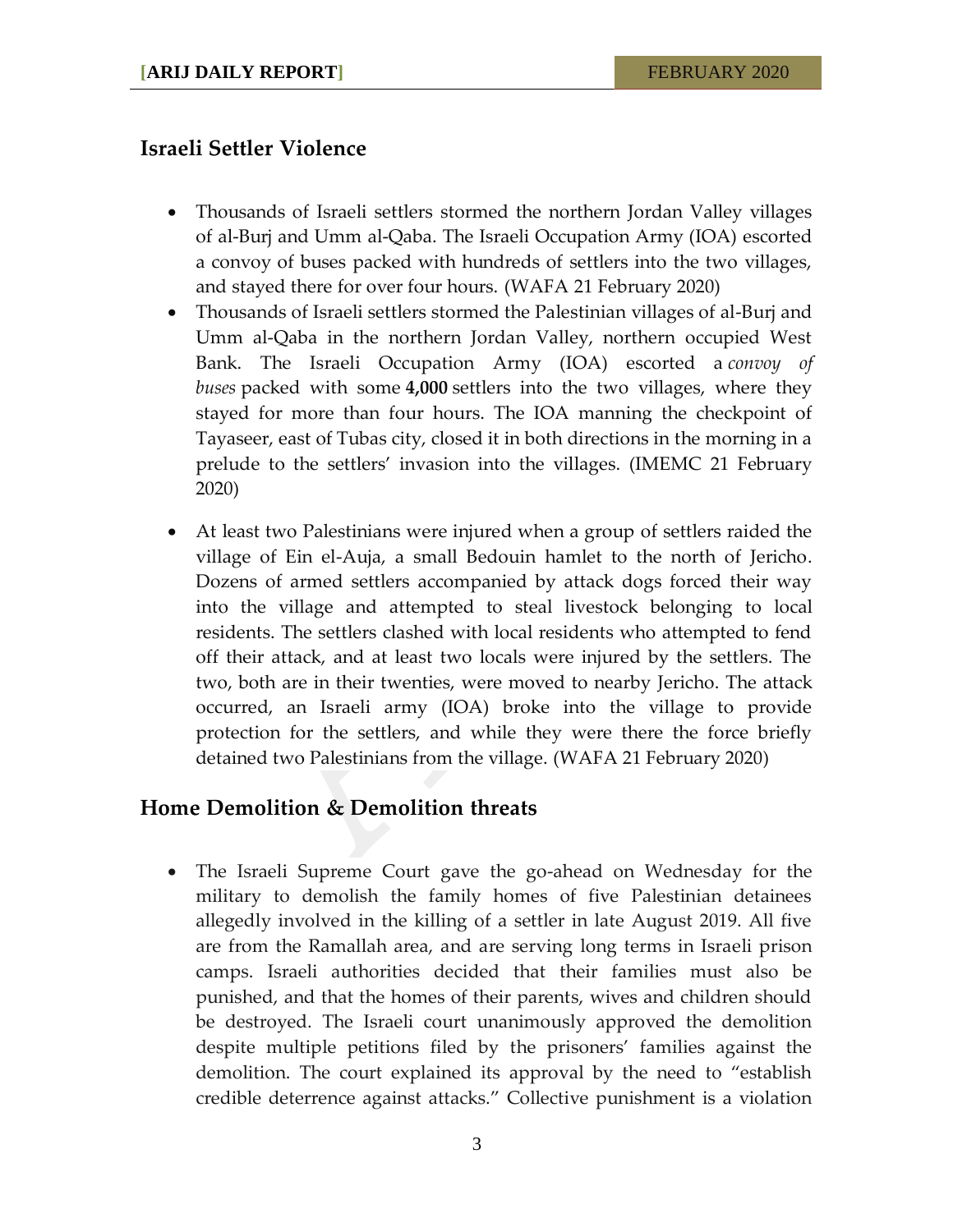## Israeli Settler Violence

- Thousands of Israeli settlers stormed the northern Jordan Valley villages of al-Burj and Umm al-Qaba. The Israeli Occupation Army (IOA) escorted a convoy of buses packed with hundreds of settlers into the two villages, and stayed there for over four hours. (WAFA 21 February 2020)
- Thousands of Israeli settlers stormed the Palestinian villages of al-Burj and Umm al-Qaba in the northern Jordan Valley, northern occupied West Bank. The Israeli Occupation Army (IOA) escorted a *convoy of buses* packed with some **4,000** settlers into the two villages, where they stayed for more than four hours. The IOA manning the checkpoint of Tayaseer, east of Tubas city, closed it in both directions in the morning in a prelude to the settlers' invasion into the villages. (IMEMC 21 February 2020)
- At least two Palestinians were injured when a group of settlers raided the village of Ein el-Auja, a small Bedouin hamlet to the north of Jericho. Dozens of armed settlers accompanied by attack dogs forced their way into the village and attempted to steal livestock belonging to local residents. The settlers clashed with local residents who attempted to fend off their attack, and at least two locals were injured by the settlers. The two, both are in their twenties, were moved to nearby Jericho. The attack occurred, an Israeli army (IOA) broke into the village to provide protection for the settlers, and while they were there the force briefly detained two Palestinians from the village. (WAFA 21 February 2020)

## Home Demolition & Demolition threats

- The Israeli Supreme Court gave the go-ahead on Wednesday for the military to demolish the family homes of five Palestinian detainees allegedly involved in the killing of a settler in late August 2019. All five are from the Ramallah area, and are serving long terms in Israeli prison camps. Israeli authorities decided that their families must also be punished, and that the homes of their parents, wives and children should be destroyed. The Israeli court unanimously approved the demolition despite multiple petitions filed by the prisoners' families against the demolition. The court explained its approval by the need to "establish credible deterrence against attacks." Collective punishment is a violation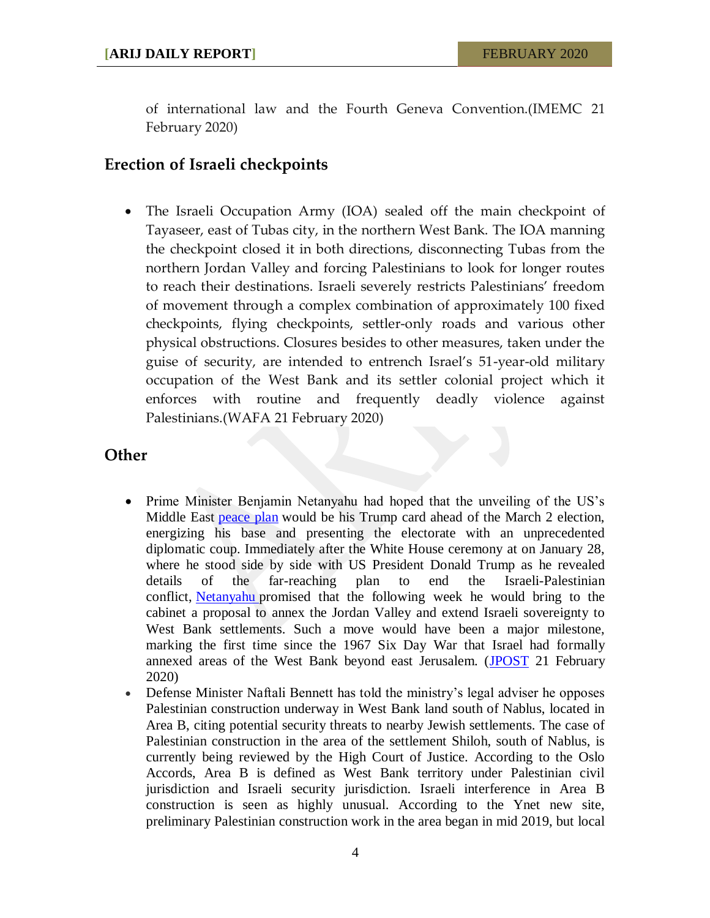of international law and the Fourth Geneva Convention.(IMEMC 21 February 2020)

## Erection of Israeli checkpoints

- The Israeli Occupation Army (IOA) sealed off the main checkpoint of Tayaseer, east of Tubas city, in the northern West Bank. The IOA manning the checkpoint closed it in both directions, disconnecting Tubas from the northern Jordan Valley and forcing Palestinians to look for longer routes to reach their destinations. Israeli severely restricts Palestinians' freedom of movement through a complex combination of approximately 100 fixed checkpoints, flying checkpoints, settler-only roads and various other physical obstructions. Closures besides to other measures, taken under the guise of security, are intended to entrench Israel's 51-year-old military occupation of the West Bank and its settler colonial project which it enforces with routine and frequently deadly violence against Palestinians.(WAFA 21 February 2020)

## Other

- Prime Minister Benjamin Netanyahu had hoped that the unveiling of the US's Middle East peace plan would be his Trump card ahead of the March 2 election, energizing his base and presenting the electorate with an unprecedented diplomatic coup. Immediately after the White House ceremony at on January 28, where he stood side by side with US President Donald Trump as he revealed details of the far-reaching plan to end the Israeli-Palestinian conflict, Netanyahu promised that the following week he would bring to the cabinet a proposal to annex the Jordan Valley and extend Israeli sovereignty to West Bank settlements. Such a move would have been a major milestone, marking the first time since the 1967 Six Day War that Israel had formally annexed areas of the West Bank beyond east Jerusalem. (JPOST 21 February 2020)
- Defense Minister Naftali Bennett has told the ministry's legal adviser he opposes Palestinian construction underway in West Bank land south of Nablus, located in Area B, citing potential security threats to nearby Jewish settlements. The case of Palestinian construction in the area of the settlement Shiloh, south of Nablus, is currently being reviewed by the High Court of Justice. According to the Oslo Accords, Area B is defined as West Bank territory under Palestinian civil jurisdiction and Israeli security jurisdiction. Israeli interference in Area B construction is seen as highly unusual. According to the Ynet new site, preliminary Palestinian construction work in the area began in mid 2019, but local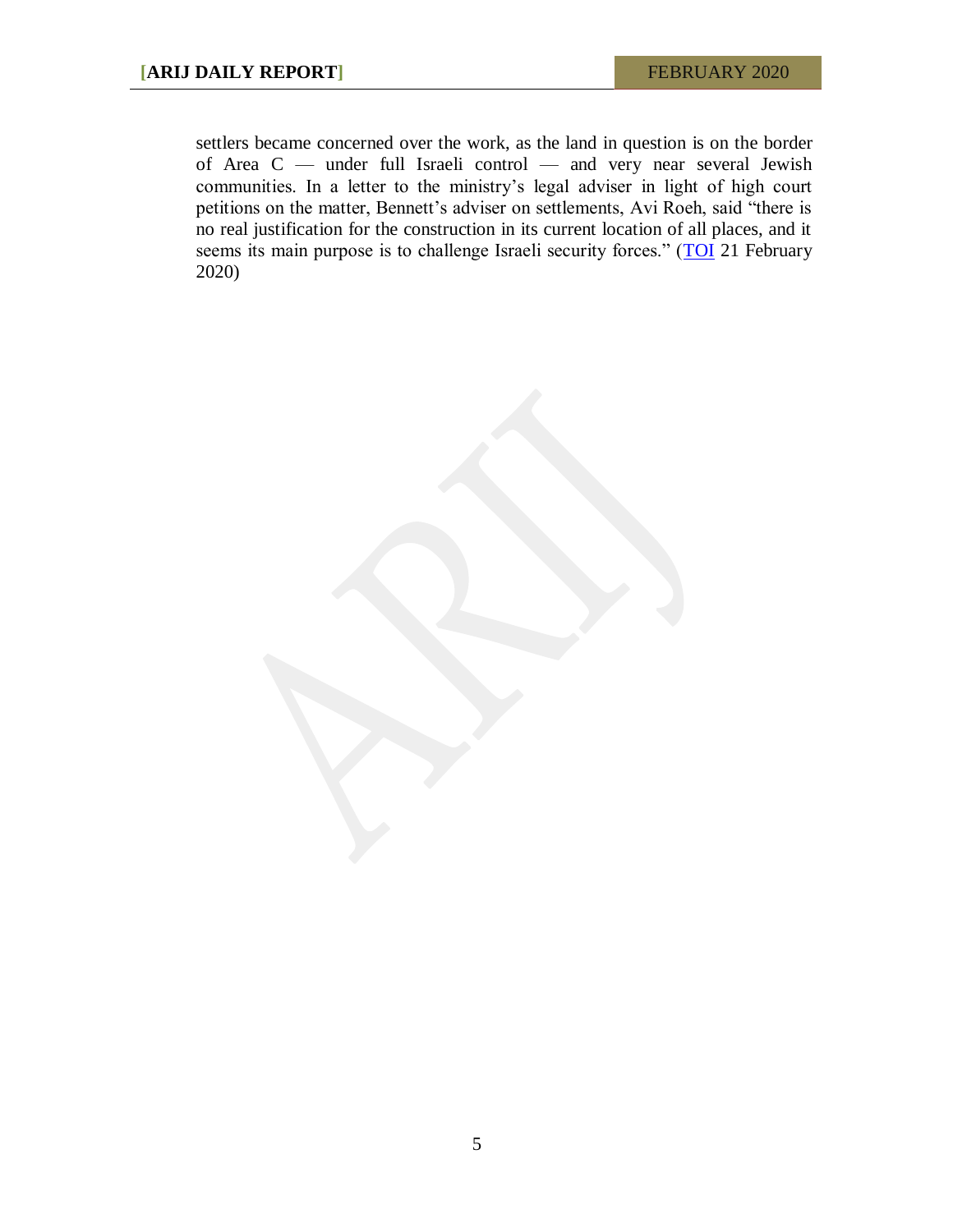settlers became concerned over the work, as the land in question is on the border of Area C — under full Israeli control — and very near several Jewish communities. In a letter to the ministry's legal adviser in light of high court petitions on the matter, Bennett's adviser on settlements, Avi Roeh, said "there is no real justification for the construction in its current location of all places, and it seems its main purpose is to challenge Israeli security forces." (TOI 21 February 2020)